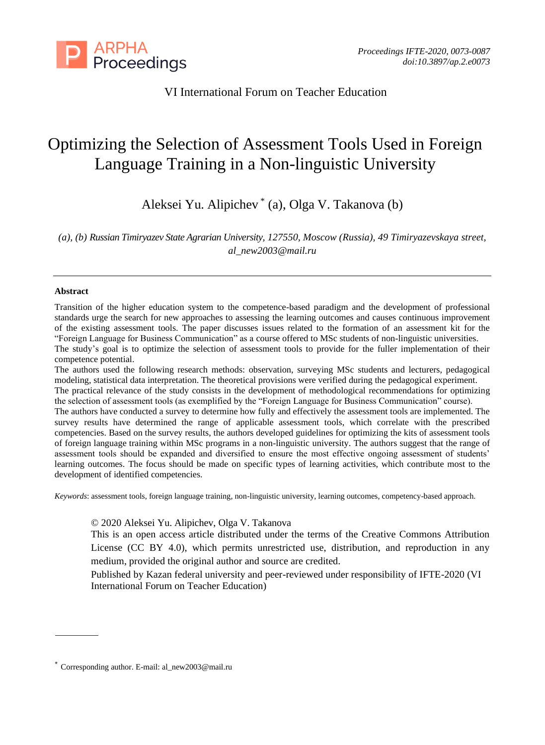VI International Forum on Teacher Education

# Optimizing the Selection of Assessment Tools Used in Foreign Language Training in a Non-linguistic University

Aleksei Yu. Alipichev* (a), Olga V. Takanova (b)

*(a), (b) Russian Timiryazev State Agrarian University, 127550, Moscow (Russia), 49 Timiryazevskaya street, al_new2003@mail.ru*

---

**Abstract**

Transition of the higher education system to the competence-based paradigm and the development of professional standards urge the search for new approaches to assessing the learning outcomes and causes continuous improvement of the existing assessment tools. The paper discusses issues related to the formation of an assessment kit for the "Foreign Language for Business Communication" as a course offered to MSc students of non-linguistic universities.

The study's goal is to optimize the selection of assessment tools to provide for the fuller implementation of their competence potential.

The authors used the following research methods: observation, surveying MSc students and lecturers, pedagogical modeling, statistical data interpretation. The theoretical provisions were verified during the pedagogical experiment.

The practical relevance of the study consists in the development of methodological recommendations for optimizing the selection of assessment tools (as exemplified by the "Foreign Language for Business Communication" course).

The authors have conducted a survey to determine how fully and effectively the assessment tools are implemented. The survey results have determined the range of applicable assessment tools, which correlate with the prescribed competencies. Based on the survey results, the authors developed guidelines for optimizing the kits of assessment tools of foreign language training within MSc programs in a non-linguistic university. The authors suggest that the range of assessment tools should be expanded and diversified to ensure the most effective ongoing assessment of students' learning outcomes. The focus should be made on specific types of learning activities, which contribute most to the development of identified competencies.

*Keywords*: assessment tools, foreign language training, non-linguistic university, learning outcomes, competency-based approach.

© 2020 Aleksei Yu. Alipichev, Olga V. Takanova
This is an open access article distributed under the terms of the Creative Commons Attribution License (CC BY 4.0), which permits unrestricted use, distribution, and reproduction in any medium, provided the original author and source are credited.
Published by Kazan federal university and peer-reviewed under responsibility of IFTE-2020 (VI International Forum on Teacher Education)

---

* Corresponding author. E-mail: al_new2003@mail.ru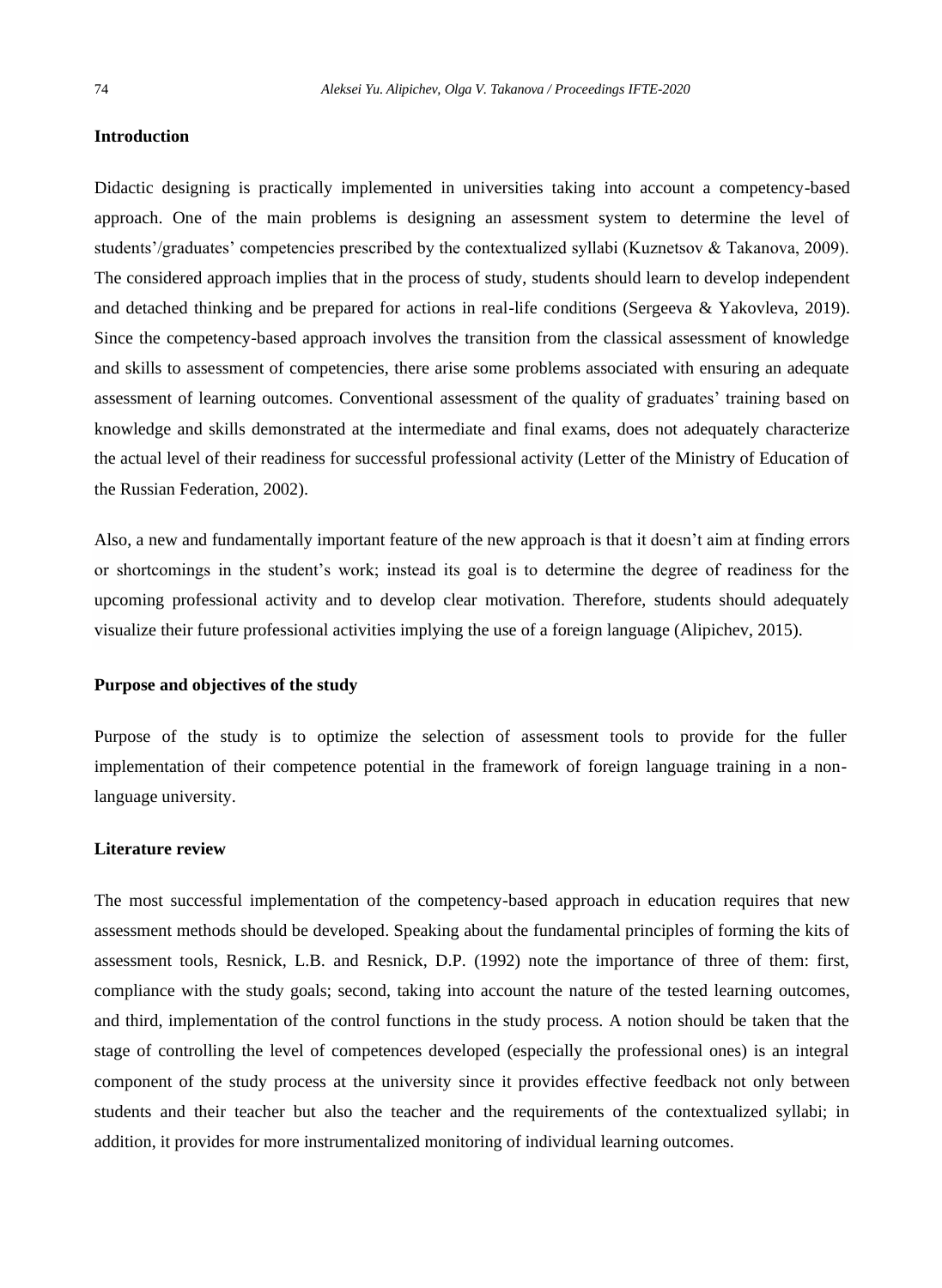### Introduction

Didactic designing is practically implemented in universities taking into account a competency-based approach. One of the main problems is designing an assessment system to determine the level of students'/graduates' competencies prescribed by the contextualized syllabi (Kuznetsov & Takanova, 2009). The considered approach implies that in the process of study, students should learn to develop independent and detached thinking and be prepared for actions in real-life conditions (Sergeeva & Yakovleva, 2019). Since the competency-based approach involves the transition from the classical assessment of knowledge and skills to assessment of competencies, there arise some problems associated with ensuring an adequate assessment of learning outcomes. Conventional assessment of the quality of graduates' training based on knowledge and skills demonstrated at the intermediate and final exams, does not adequately characterize the actual level of their readiness for successful professional activity (Letter of the Ministry of Education of the Russian Federation, 2002).

Also, a new and fundamentally important feature of the new approach is that it doesn't aim at finding errors or shortcomings in the student's work; instead its goal is to determine the degree of readiness for the upcoming professional activity and to develop clear motivation. Therefore, students should adequately visualize their future professional activities implying the use of a foreign language (Alipichev, 2015).

### Purpose and objectives of the study

Purpose of the study is to optimize the selection of assessment tools to provide for the fuller implementation of their competence potential in the framework of foreign language training in a non-language university.

### Literature review

The most successful implementation of the competency-based approach in education requires that new assessment methods should be developed. Speaking about the fundamental principles of forming the kits of assessment tools, Resnick, L.B. and Resnick, D.P. (1992) note the importance of three of them: first, compliance with the study goals; second, taking into account the nature of the tested learning outcomes, and third, implementation of the control functions in the study process. A notion should be taken that the stage of controlling the level of competences developed (especially the professional ones) is an integral component of the study process at the university since it provides effective feedback not only between students and their teacher but also the teacher and the requirements of the contextualized syllabi; in addition, it provides for more instrumentalized monitoring of individual learning outcomes.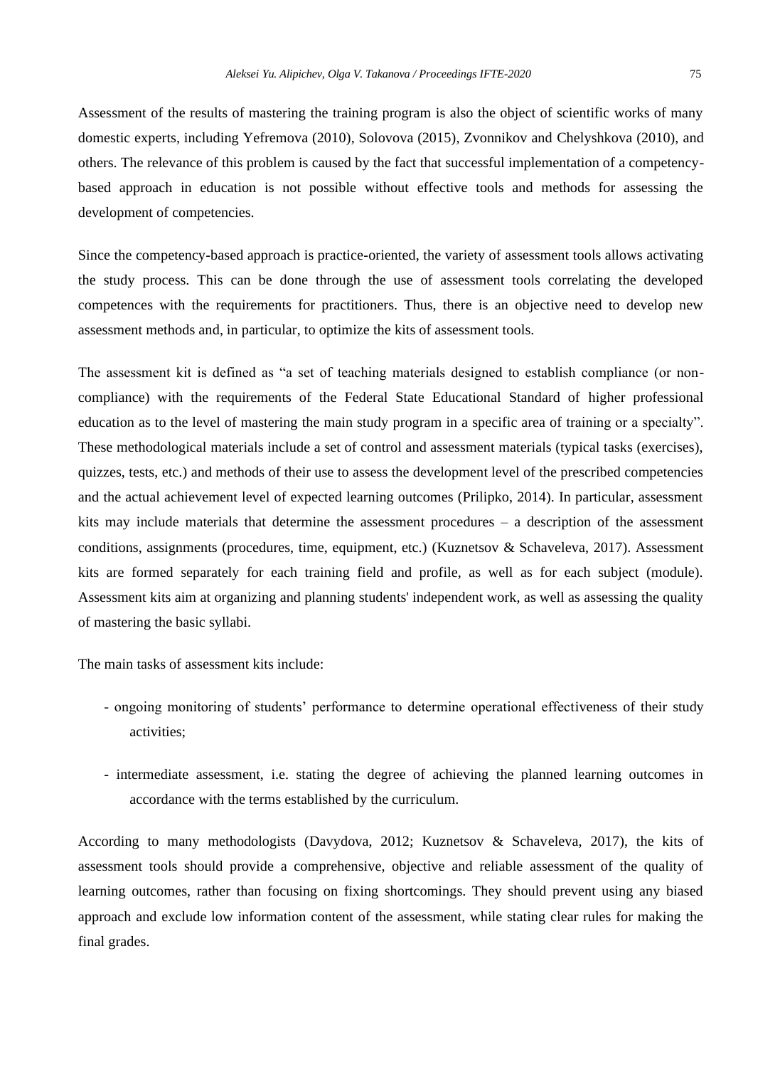Assessment of the results of mastering the training program is also the object of scientific works of many domestic experts, including Yefremova (2010), Solovova (2015), Zvonnikov and Chelyshkova (2010), and others. The relevance of this problem is caused by the fact that successful implementation of a competency-based approach in education is not possible without effective tools and methods for assessing the development of competencies.

Since the competency-based approach is practice-oriented, the variety of assessment tools allows activating the study process. This can be done through the use of assessment tools correlating the developed competences with the requirements for practitioners. Thus, there is an objective need to develop new assessment methods and, in particular, to optimize the kits of assessment tools.

The assessment kit is defined as "a set of teaching materials designed to establish compliance (or non-compliance) with the requirements of the Federal State Educational Standard of higher professional education as to the level of mastering the main study program in a specific area of training or a specialty". These methodological materials include a set of control and assessment materials (typical tasks (exercises), quizzes, tests, etc.) and methods of their use to assess the development level of the prescribed competencies and the actual achievement level of expected learning outcomes (Prilipko, 2014). In particular, assessment kits may include materials that determine the assessment procedures – a description of the assessment conditions, assignments (procedures, time, equipment, etc.) (Kuznetsov & Schaveleva, 2017). Assessment kits are formed separately for each training field and profile, as well as for each subject (module). Assessment kits aim at organizing and planning students' independent work, as well as assessing the quality of mastering the basic syllabi.

The main tasks of assessment kits include:

- ongoing monitoring of students' performance to determine operational effectiveness of their study activities;
- intermediate assessment, i.e. stating the degree of achieving the planned learning outcomes in accordance with the terms established by the curriculum.

According to many methodologists (Davydova, 2012; Kuznetsov & Schaveleva, 2017), the kits of assessment tools should provide a comprehensive, objective and reliable assessment of the quality of learning outcomes, rather than focusing on fixing shortcomings. They should prevent using any biased approach and exclude low information content of the assessment, while stating clear rules for making the final grades.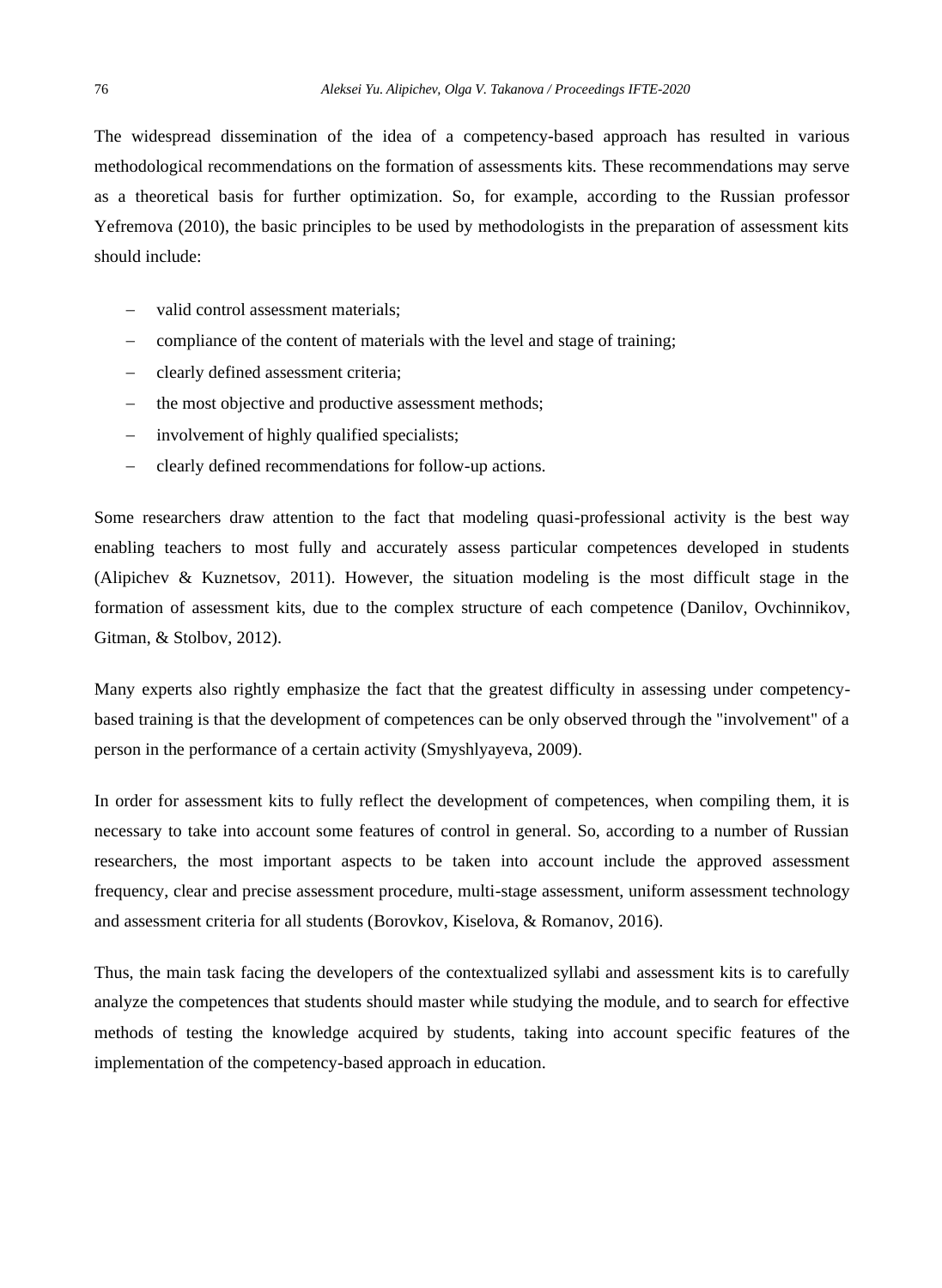The widespread dissemination of the idea of a competency-based approach has resulted in various methodological recommendations on the formation of assessments kits. These recommendations may serve as a theoretical basis for further optimization. So, for example, according to the Russian professor Yefremova (2010), the basic principles to be used by methodologists in the preparation of assessment kits should include:

- valid control assessment materials;
- compliance of the content of materials with the level and stage of training;
- clearly defined assessment criteria;
- the most objective and productive assessment methods;
- involvement of highly qualified specialists;
- clearly defined recommendations for follow-up actions.

Some researchers draw attention to the fact that modeling quasi-professional activity is the best way enabling teachers to most fully and accurately assess particular competences developed in students (Alipichev & Kuznetsov, 2011). However, the situation modeling is the most difficult stage in the formation of assessment kits, due to the complex structure of each competence (Danilov, Ovchinnikov, Gitman, & Stolbov, 2012).

Many experts also rightly emphasize the fact that the greatest difficulty in assessing under competency-based training is that the development of competences can be only observed through the "involvement" of a person in the performance of a certain activity (Smyshlyayeva, 2009).

In order for assessment kits to fully reflect the development of competences, when compiling them, it is necessary to take into account some features of control in general. So, according to a number of Russian researchers, the most important aspects to be taken into account include the approved assessment frequency, clear and precise assessment procedure, multi-stage assessment, uniform assessment technology and assessment criteria for all students (Borovkov, Kiselova, & Romanov, 2016).

Thus, the main task facing the developers of the contextualized syllabi and assessment kits is to carefully analyze the competences that students should master while studying the module, and to search for effective methods of testing the knowledge acquired by students, taking into account specific features of the implementation of the competency-based approach in education.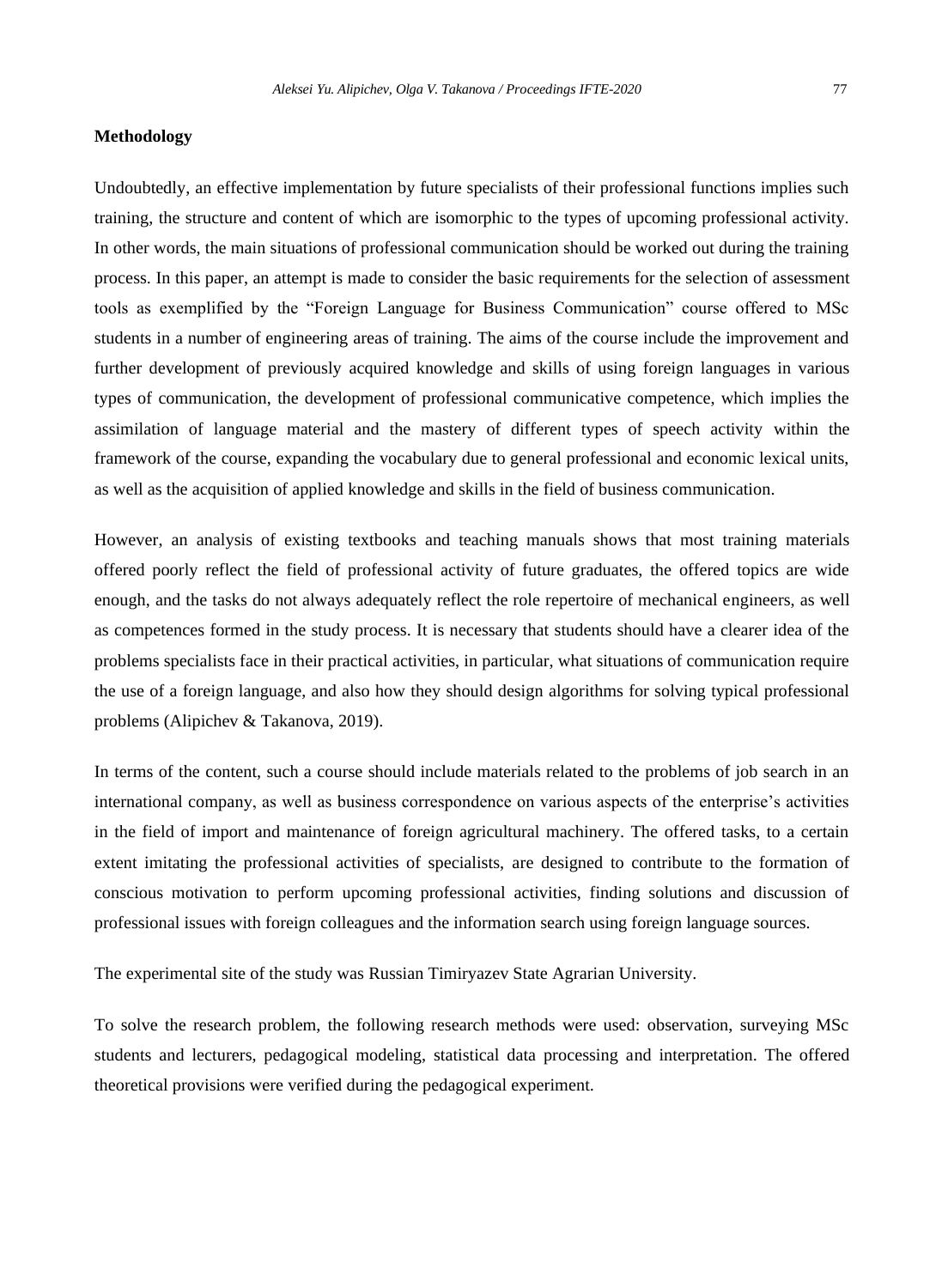**Methodology**

Undoubtedly, an effective implementation by future specialists of their professional functions implies such training, the structure and content of which are isomorphic to the types of upcoming professional activity. In other words, the main situations of professional communication should be worked out during the training process. In this paper, an attempt is made to consider the basic requirements for the selection of assessment tools as exemplified by the "Foreign Language for Business Communication" course offered to MSc students in a number of engineering areas of training. The aims of the course include the improvement and further development of previously acquired knowledge and skills of using foreign languages in various types of communication, the development of professional communicative competence, which implies the assimilation of language material and the mastery of different types of speech activity within the framework of the course, expanding the vocabulary due to general professional and economic lexical units, as well as the acquisition of applied knowledge and skills in the field of business communication.

However, an analysis of existing textbooks and teaching manuals shows that most training materials offered poorly reflect the field of professional activity of future graduates, the offered topics are wide enough, and the tasks do not always adequately reflect the role repertoire of mechanical engineers, as well as competences formed in the study process. It is necessary that students should have a clearer idea of the problems specialists face in their practical activities, in particular, what situations of communication require the use of a foreign language, and also how they should design algorithms for solving typical professional problems (Alipichev & Takanova, 2019).

In terms of the content, such a course should include materials related to the problems of job search in an international company, as well as business correspondence on various aspects of the enterprise's activities in the field of import and maintenance of foreign agricultural machinery. The offered tasks, to a certain extent imitating the professional activities of specialists, are designed to contribute to the formation of conscious motivation to perform upcoming professional activities, finding solutions and discussion of professional issues with foreign colleagues and the information search using foreign language sources.

The experimental site of the study was Russian Timiryazev State Agrarian University.

To solve the research problem, the following research methods were used: observation, surveying MSc students and lecturers, pedagogical modeling, statistical data processing and interpretation. The offered theoretical provisions were verified during the pedagogical experiment.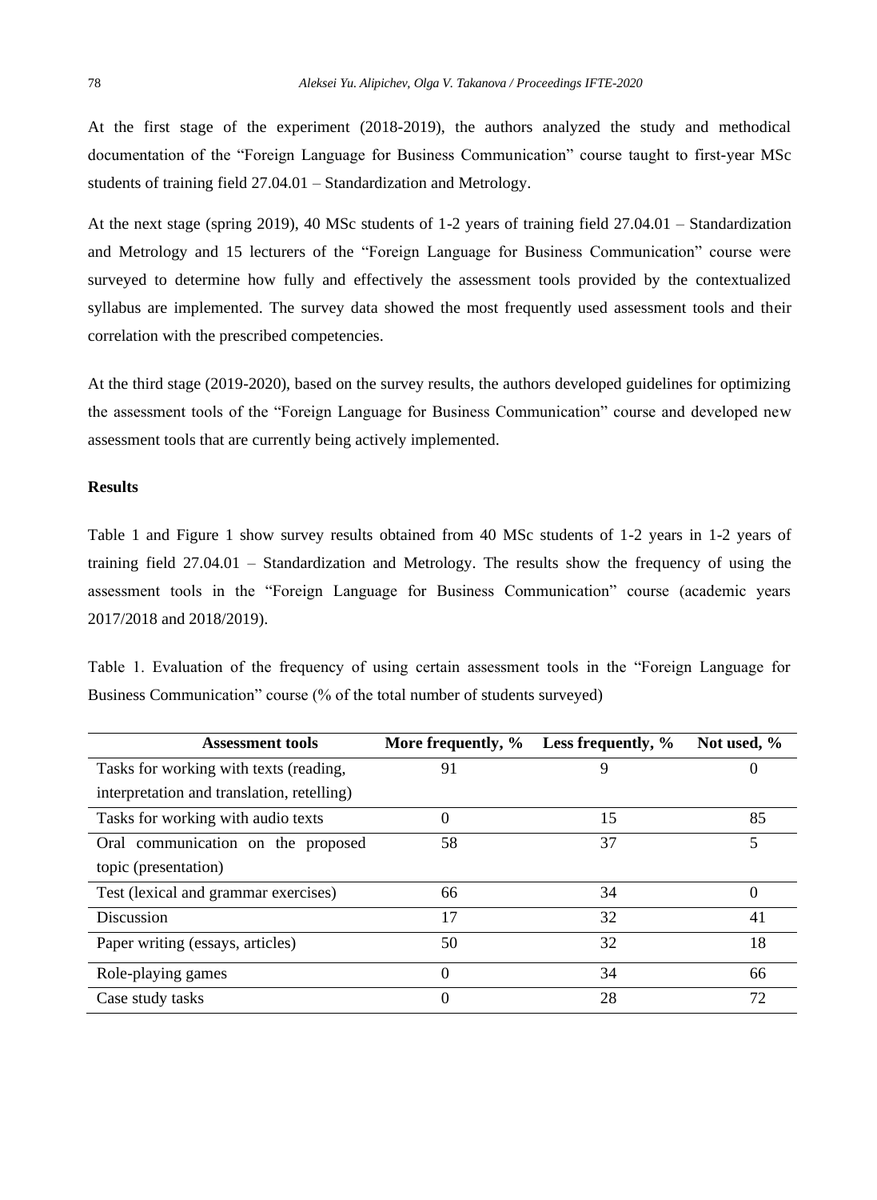At the first stage of the experiment (2018-2019), the authors analyzed the study and methodical documentation of the "Foreign Language for Business Communication" course taught to first-year MSc students of training field 27.04.01 – Standardization and Metrology.

At the next stage (spring 2019), 40 MSc students of 1-2 years of training field 27.04.01 – Standardization and Metrology and 15 lecturers of the "Foreign Language for Business Communication" course were surveyed to determine how fully and effectively the assessment tools provided by the contextualized syllabus are implemented. The survey data showed the most frequently used assessment tools and their correlation with the prescribed competencies.

At the third stage (2019-2020), based on the survey results, the authors developed guidelines for optimizing the assessment tools of the "Foreign Language for Business Communication" course and developed new assessment tools that are currently being actively implemented.

**Results**

Table 1 and Figure 1 show survey results obtained from 40 MSc students of 1-2 years in 1-2 years of training field 27.04.01 – Standardization and Metrology. The results show the frequency of using the assessment tools in the "Foreign Language for Business Communication" course (academic years 2017/2018 and 2018/2019).

Table 1. Evaluation of the frequency of using certain assessment tools in the "Foreign Language for Business Communication" course (% of the total number of students surveyed)

| Assessment tools | More frequently, % | Less frequently, % | Not used, % |
|---|---|---|---|
| Tasks for working with texts (reading, interpretation and translation, retelling) | 91 | 9 | 0 |
| Tasks for working with audio texts | 0 | 15 | 85 |
| Oral communication on the proposed topic (presentation) | 58 | 37 | 5 |
| Test (lexical and grammar exercises) | 66 | 34 | 0 |
| Discussion | 17 | 32 | 41 |
| Paper writing (essays, articles) | 50 | 32 | 18 |
| Role-playing games | 0 | 34 | 66 |
| Case study tasks | 0 | 28 | 72 |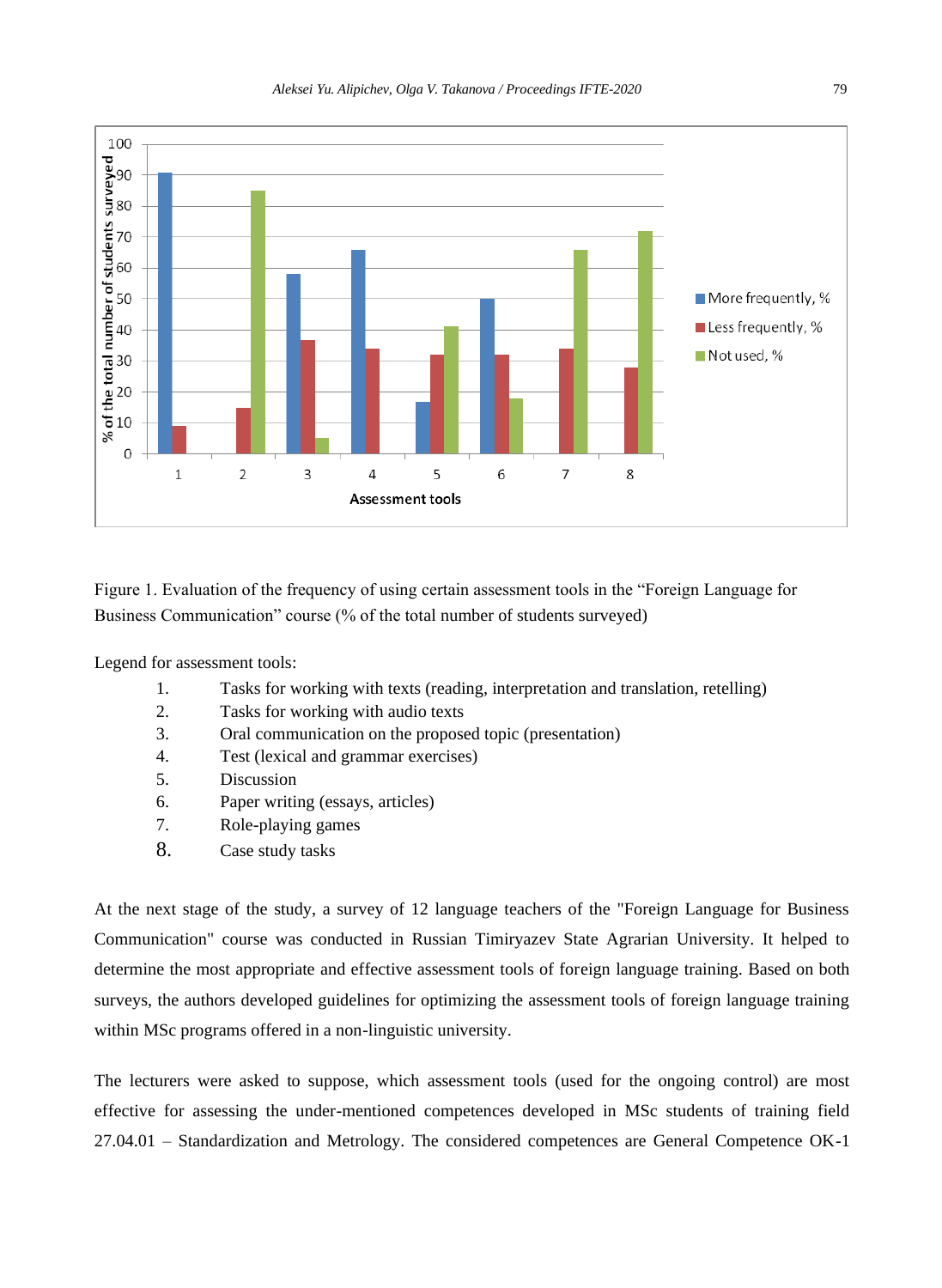Figure 1. Evaluation of the frequency of using certain assessment tools in the "Foreign Language for Business Communication" course (% of the total number of students surveyed)

Legend for assessment tools:

1. Tasks for working with texts (reading, interpretation and translation, retelling)
2. Tasks for working with audio texts
3. Oral communication on the proposed topic (presentation)
4. Test (lexical and grammar exercises)
5. Discussion
6. Paper writing (essays, articles)
7. Role-playing games
8. Case study tasks

At the next stage of the study, a survey of 12 language teachers of the "Foreign Language for Business Communication" course was conducted in Russian Timiryazev State Agrarian University. It helped to determine the most appropriate and effective assessment tools of foreign language training. Based on both surveys, the authors developed guidelines for optimizing the assessment tools of foreign language training within MSc programs offered in a non-linguitic university.

The lecturers were asked to suppose, which assessment tools (used for the ongoing control) are most effective for assessing the under-mentioned competences developed in MSc students of training field 27.04.01 – Standardization and Metrology. The considered competences are General Competence OK-1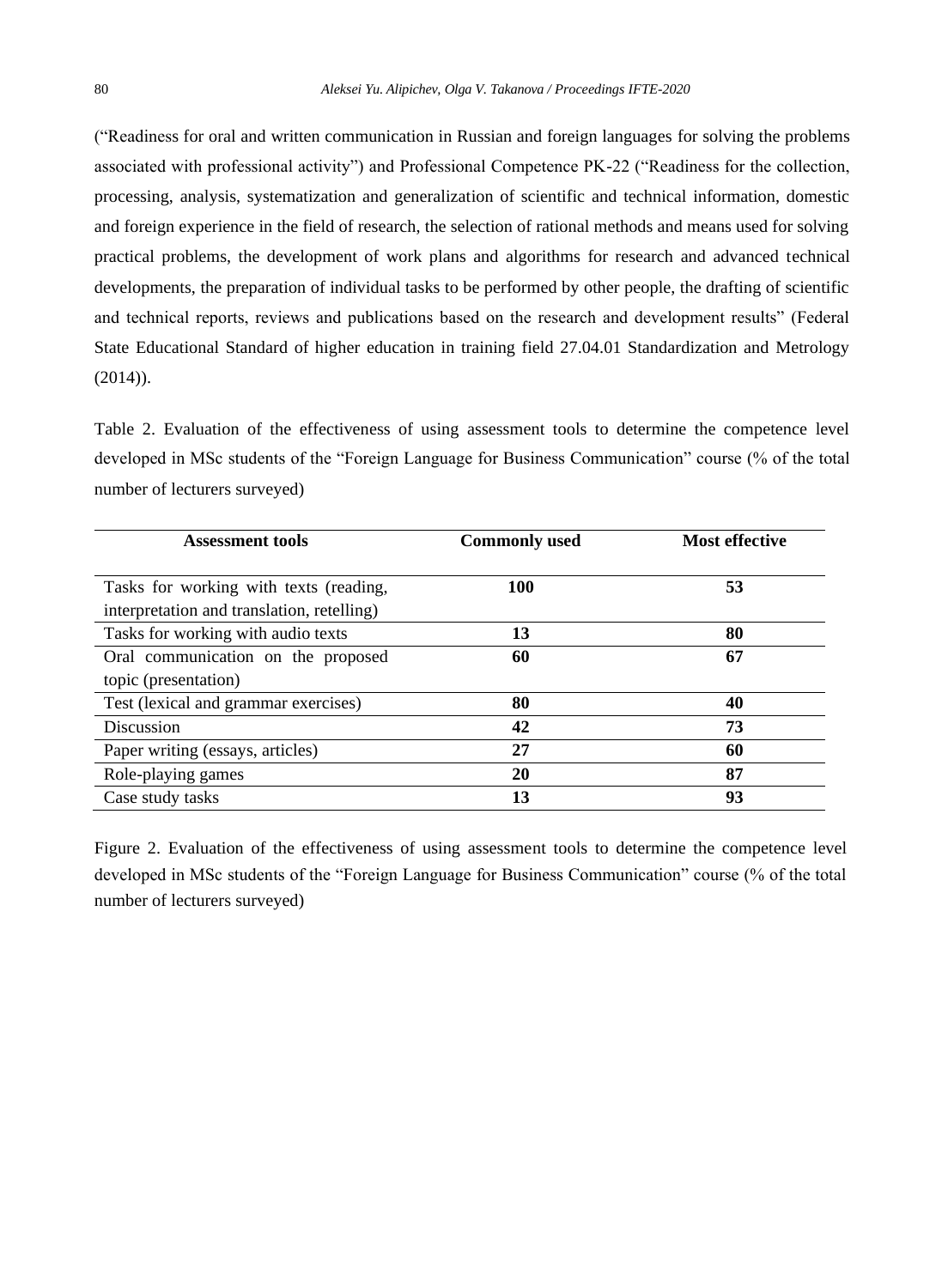("Readiness for oral and written communication in Russian and foreign languages for solving the problems associated with professional activity") and Professional Competence PK-22 ("Readiness for the collection, processing, analysis, systematization and generalization of scientific and technical information, domestic and foreign experience in the field of research, the selection of rational methods and means used for solving practical problems, the development of work plans and algorithms for research and advanced technical developments, the preparation of individual tasks to be performed by other people, the drafting of scientific and technical reports, reviews and publications based on the research and development results" (Federal State Educational Standard of higher education in training field 27.04.01 Standardization and Metrology (2014)).

Table 2. Evaluation of the effectiveness of using assessment tools to determine the competence level developed in MSc students of the "Foreign Language for Business Communication" course (% of the total number of lecturers surveyed)

| Assessment tools | Commonly used | Most effective |
|---|---|---|
| Tasks for working with texts (reading, interpretation and translation, retelling) | **100** | **53** |
| Tasks for working with audio texts | **13** | **80** |
| Oral communication on the proposed topic (presentation) | **60** | **67** |
| Test (lexical and grammar exercises) | **80** | **40** |
| Discussion | **42** | **73** |
| Paper writing (essays, articles) | **27** | **60** |
| Role-playing games | **20** | **87** |
| Case study tasks | **13** | **93** |

Figure 2. Evaluation of the effectiveness of using assessment tools to determine the competence level developed in MSc students of the "Foreign Language for Business Communication" course (% of the total number of lecturers surveyed)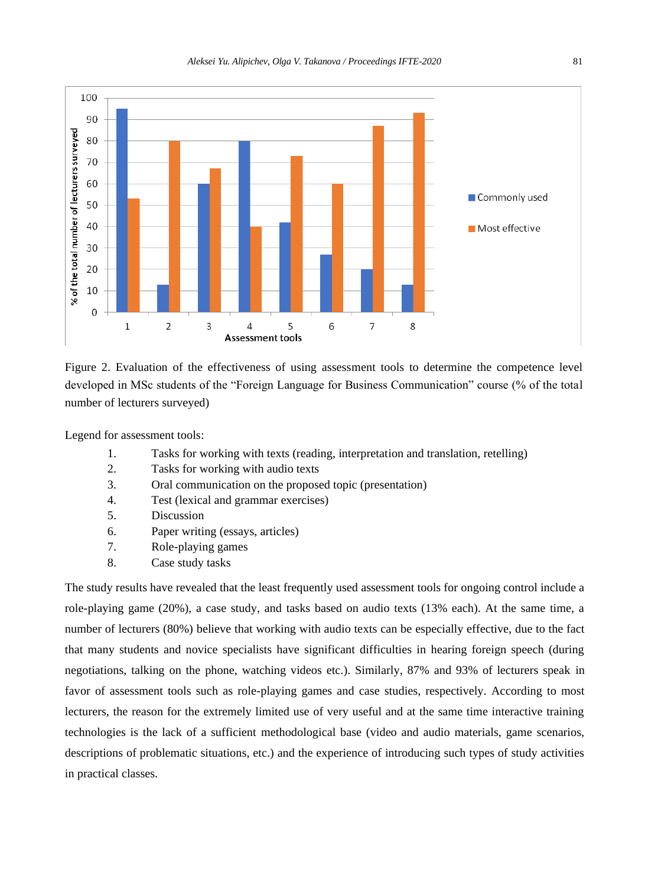Figure 2. Evaluation of the effectiveness of using assessment tools to determine the competence level developed in MSc students of the "Foreign Language for Business Communication" course (% of the total number of lecturers surveyed)

Legend for assessment tools:

1. Tasks for working with texts (reading, interpretation and translation, retelling)
2. Tasks for working with audio texts
3. Oral communication on the proposed topic (presentation)
4. Test (lexical and grammar exercises)
5. Discussion
6. Paper writing (essays, articles)
7. Role-playing games
8. Case study tasks

The study results have revealed that the least frequently used assessment tools for ongoing control include a role-playing game (20%), a case study, and tasks based on audio texts (13% each). At the same time, a number of lecturers (80%) believe that working with audio texts can be especially effective, due to the fact that many students and novice specialists have significant difficulties in hearing foreign speech (during negotiations, talking on the phone, watching videos etc.). Similarly, 87% and 93% of lecturers speak in favor of assessment tools such as role-playing games and case studies, respectively. According to most lecturers, the reason for the extremely limited use of very useful and at the same time interactive training technologies is the lack of a sufficient methodological base (video and audio materials, game scenarios, descriptions of problematic situations, etc.) and the experience of introducing such types of study activities in practical classes.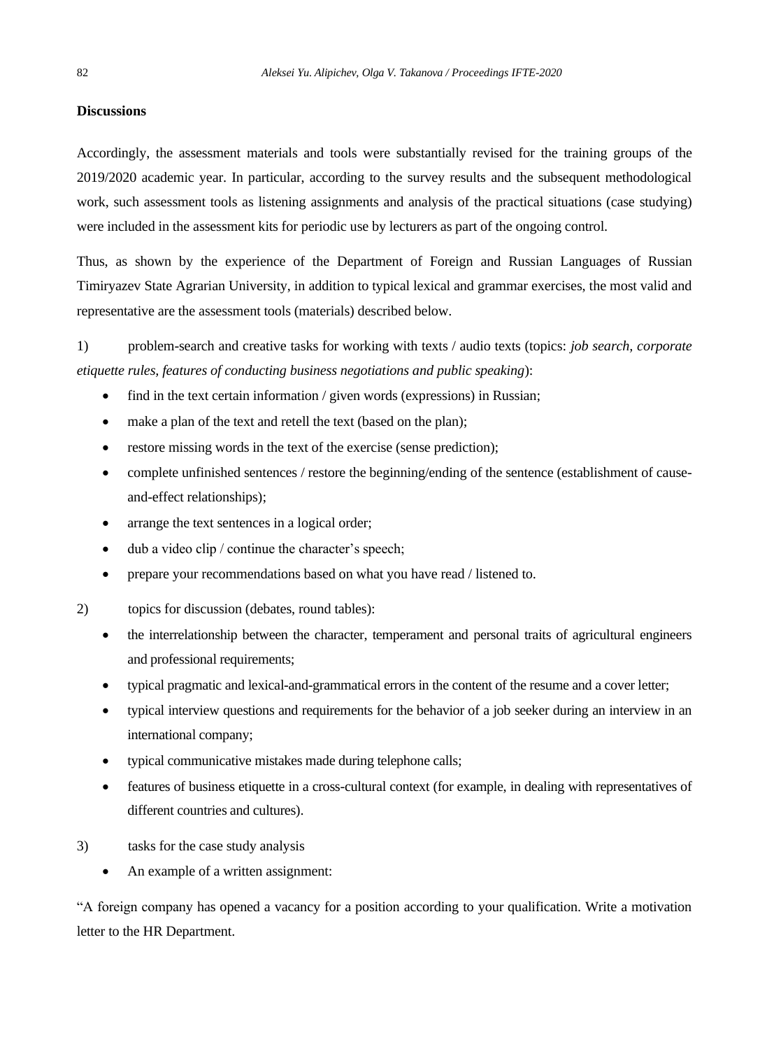**Discussions**

Accordingly, the assessment materials and tools were substantially revised for the training groups of the 2019/2020 academic year. In particular, according to the survey results and the subsequent methodological work, such assessment tools as listening assignments and analysis of the practical situations (case studying) were included in the assessment kits for periodic use by lecturers as part of the ongoing control.

Thus, as shown by the experience of the Department of Foreign and Russian Languages of Russian Timiryazev State Agrarian University, in addition to typical lexical and grammar exercises, the most valid and representative are the assessment tools (materials) described below.

1) problem-search and creative tasks for working with texts / audio texts (topics: *job search, corporate etiquette rules, features of conducting business negotiations and public speaking*):

- find in the text certain information / given words (expressions) in Russian;
- make a plan of the text and retell the text (based on the plan);
- restore missing words in the text of the exercise (sense prediction);
- complete unfinished sentences / restore the beginning/ending of the sentence (establishment of cause-and-effect relationships);
- arrange the text sentences in a logical order;
- dub a video clip / continue the character's speech;
- prepare your recommendations based on what you have read / listened to.

2) topics for discussion (debates, round tables):

- the interrelationship between the character, temperament and personal traits of agricultural engineers and professional requirements;
- typical pragmatic and lexical-and-grammatical errors in the content of the resume and a cover letter;
- typical interview questions and requirements for the behavior of a job seeker during an interview in an international company;
- typical communicative mistakes made during telephone calls;
- features of business etiquette in a cross-cultural context (for example, in dealing with representatives of different countries and cultures).

3) tasks for the case study analysis

- An example of a written assignment:

"A foreign company has opened a vacancy for a position according to your qualification. Write a motivation letter to the HR Department.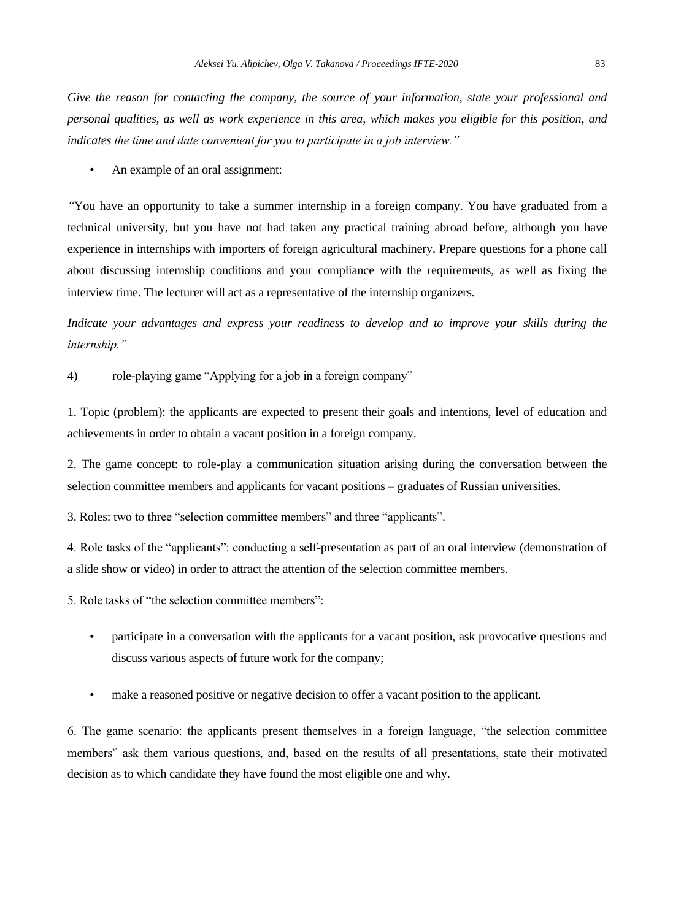*Give the reason for contacting the company, the source of your information, state your professional and personal qualities, as well as work experience in this area, which makes you eligible for this position, and indicates the time and date convenient for you to participate in a job interview."*

- An example of an oral assignment:

"You have an opportunity to take a summer internship in a foreign company. You have graduated from a technical university, but you have not had taken any practical training abroad before, although you have experience in internships with importers of foreign agricultural machinery. Prepare questions for a phone call about discussing internship conditions and your compliance with the requirements, as well as fixing the interview time. The lecturer will act as a representative of the internship organizers.

*Indicate your advantages and express your readiness to develop and to improve your skills during the internship."*

4) role-playing game "Applying for a job in a foreign company"

1. Topic (problem): the applicants are expected to present their goals and intentions, level of education and achievements in order to obtain a vacant position in a foreign company.

2. The game concept: to role-play a communication situation arising during the conversation between the selection committee members and applicants for vacant positions – graduates of Russian universities.

3. Roles: two to three "selection committee members" and three "applicants".

4. Role tasks of the "applicants": conducting a self-presentation as part of an oral interview (demonstration of a slide show or video) in order to attract the attention of the selection committee members.

5. Role tasks of "the selection committee members":

- participate in a conversation with the applicants for a vacant position, ask provocative questions and discuss various aspects of future work for the company;
- make a reasoned positive or negative decision to offer a vacant position to the applicant.

6. The game scenario: the applicants present themselves in a foreign language, "the selection committee members" ask them various questions, and, based on the results of all presentations, state their motivated decision as to which candidate they have found the most eligible one and why.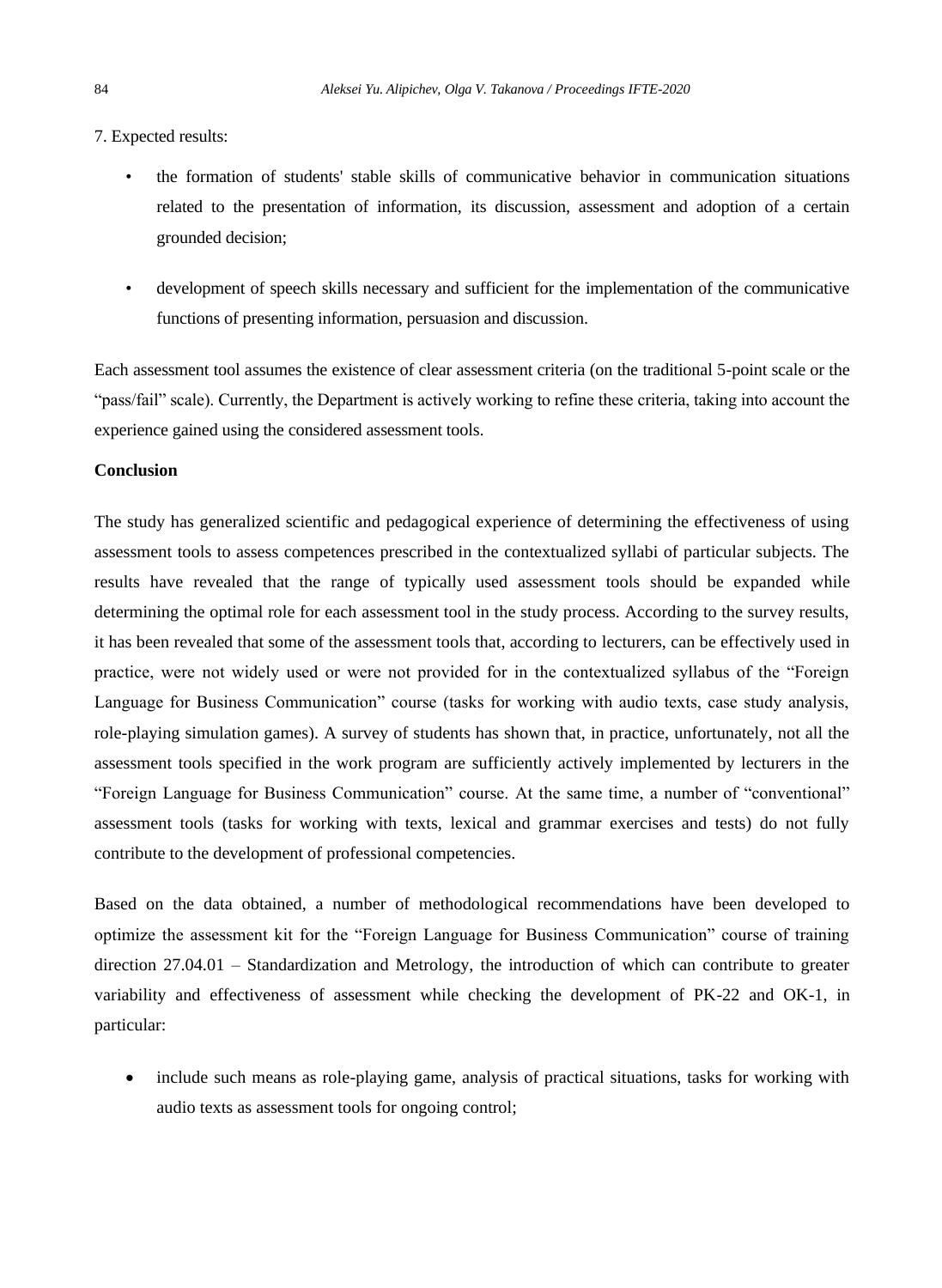7. Expected results:

- the formation of students' stable skills of communicative behavior in communication situations related to the presentation of information, its discussion, assessment and adoption of a certain grounded decision;
- development of speech skills necessary and sufficient for the implementation of the communicative functions of presenting information, persuasion and discussion.

Each assessment tool assumes the existence of clear assessment criteria (on the traditional 5-point scale or the "pass/fail" scale). Currently, the Department is actively working to refine these criteria, taking into account the experience gained using the considered assessment tools.

**Conclusion**

The study has generalized scientific and pedagogical experience of determining the effectiveness of using assessment tools to assess competences prescribed in the contextualized syllabi of particular subjects. The results have revealed that the range of typically used assessment tools should be expanded while determining the optimal role for each assessment tool in the study process. According to the survey results, it has been revealed that some of the assessment tools that, according to lecturers, can be effectively used in practice, were not widely used or were not provided for in the contextualized syllabus of the "Foreign Language for Business Communication" course (tasks for working with audio texts, case study analysis, role-playing simulation games). A survey of students has shown that, in practice, unfortunately, not all the assessment tools specified in the work program are sufficiently actively implemented by lecturers in the "Foreign Language for Business Communication" course. At the same time, a number of "conventional" assessment tools (tasks for working with texts, lexical and grammar exercises and tests) do not fully contribute to the development of professional competencies.

Based on the data obtained, a number of methodological recommendations have been developed to optimize the assessment kit for the "Foreign Language for Business Communication" course of training direction 27.04.01 – Standardization and Metrology, the introduction of which can contribute to greater variability and effectiveness of assessment while checking the development of PK-22 and OK-1, in particular:

- include such means as role-playing game, analysis of practical situations, tasks for working with audio texts as assessment tools for ongoing control;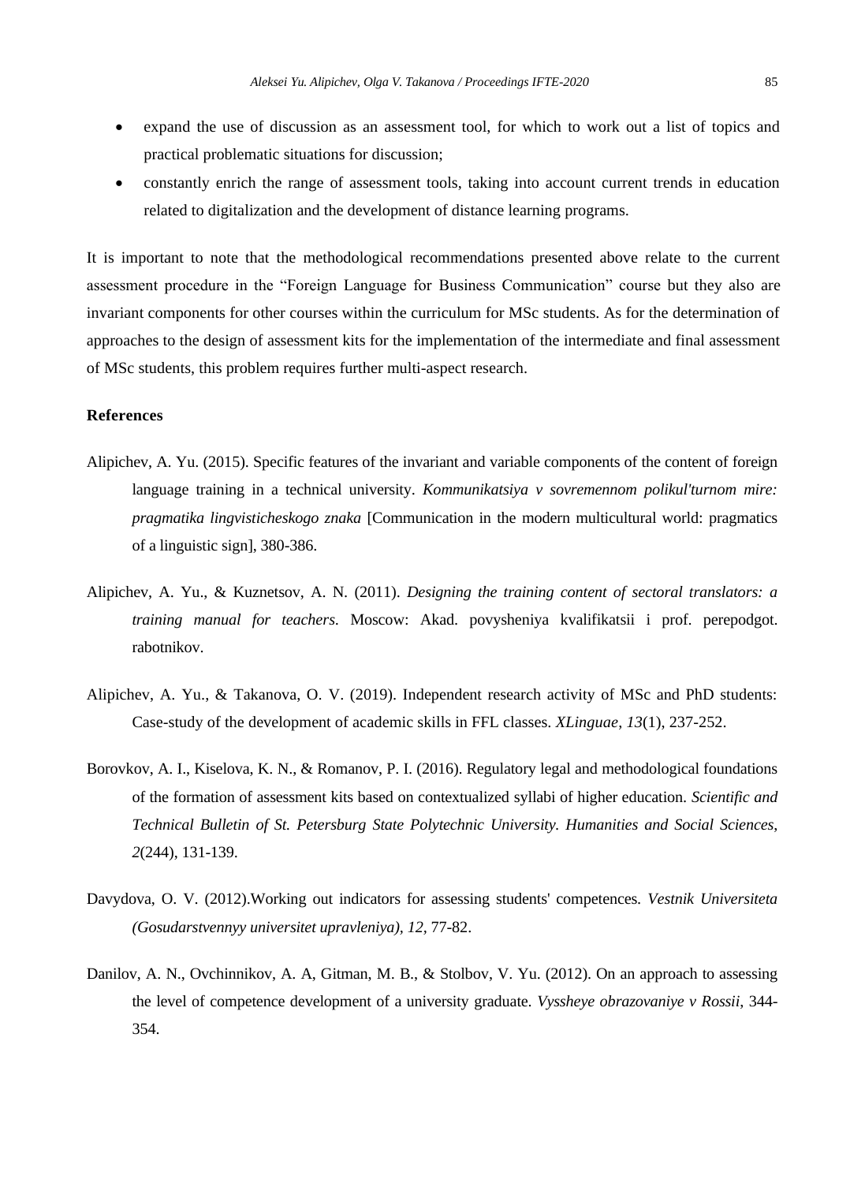- expand the use of discussion as an assessment tool, for which to work out a list of topics and practical problematic situations for discussion;
- constantly enrich the range of assessment tools, taking into account current trends in education related to digitalization and the development of distance learning programs.

It is important to note that the methodological recommendations presented above relate to the current assessment procedure in the “Foreign Language for Business Communication” course but they also are invariant components for other courses within the curriculum for MSc students. As for the determination of approaches to the design of assessment kits for the implementation of the intermediate and final assessment of MSc students, this problem requires further multi-aspect research.

### References

Alipichev, A. Yu. (2015). Specific features of the invariant and variable components of the content of foreign language training in a technical university. *Kommunikatsiya v sovremennom polikul'turnom mire: pragmatika lingvisticheskogo znaka* [Communication in the modern multicultural world: pragmatics of a linguistic sign], 380-386.

Alipichev, A. Yu., & Kuznetsov, A. N. (2011). *Designing the training content of sectoral translators: a training manual for teachers*. Moscow: Akad. povysheniya kvalifikatsii i prof. perepodgot. rabotnikov.

Alipichev, A. Yu., & Takanova, O. V. (2019). Independent research activity of MSc and PhD students: Case-study of the development of academic skills in FFL classes. *XLinguae*, *13*(1), 237-252.

Borovkov, A. I., Kiselova, K. N., & Romanov, P. I. (2016). Regulatory legal and methodological foundations of the formation of assessment kits based on contextualized syllabi of higher education. *Scientific and Technical Bulletin of St. Petersburg State Polytechnic University. Humanities and Social Sciences*, *2*(244), 131-139.

Davydova, O. V. (2012).Working out indicators for assessing students' competences. *Vestnik Universiteta (Gosudarstvennyy universitet upravleniya)*, *12*, 77-82.

Danilov, A. N., Ovchinnikov, A. A, Gitman, M. B., & Stolbov, V. Yu. (2012). On an approach to assessing the level of competence development of a university graduate. *Vyssheye obrazovaniye v Rossii*, 344-354.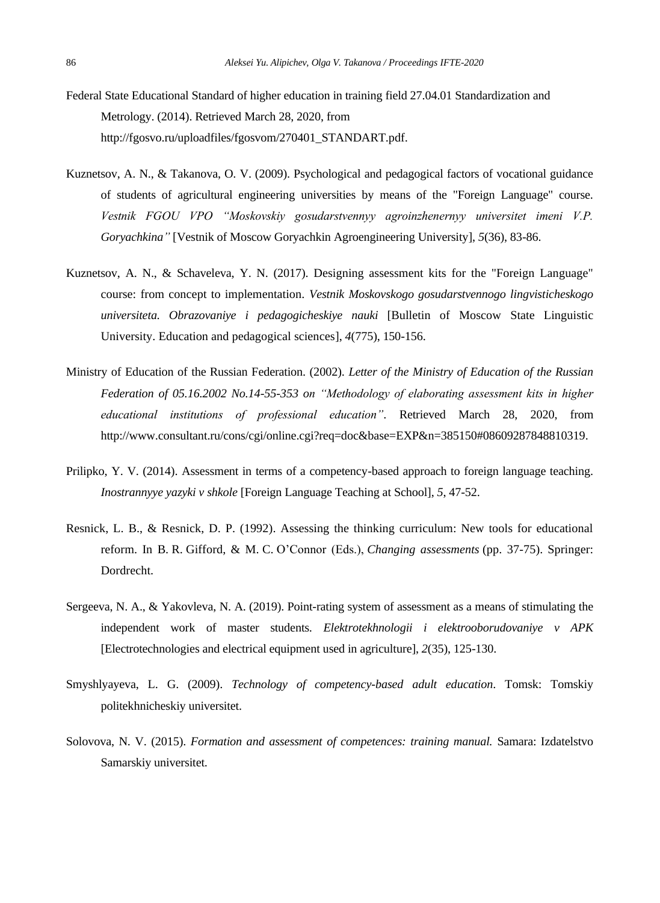Federal State Educational Standard of higher education in training field 27.04.01 Standardization and Metrology. (2014). Retrieved March 28, 2020, from http://fgosvo.ru/uploadfiles/fgosvom/270401_STANDART.pdf.

Kuznetsov, A. N., & Takanova, O. V. (2009). Psychological and pedagogical factors of vocational guidance of students of agricultural engineering universities by means of the "Foreign Language" course. *Vestnik FGOU VPO "Moskovskiy gosudarstvennyy agroinzhenernyy universitet imeni V.P. Goryachkina"* [Vestnik of Moscow Goryachkin Agroengineering University], *5*(36), 83-86.

Kuznetsov, A. N., & Schaveleva, Y. N. (2017). Designing assessment kits for the "Foreign Language" course: from concept to implementation. *Vestnik Moskovskogo gosudarstvennogo lingvisticheskogo universiteta. Obrazovaniye i pedagogicheskiye nauki* [Bulletin of Moscow State Linguistic University. Education and pedagogical sciences], *4*(775), 150-156.

Ministry of Education of the Russian Federation. (2002). *Letter of the Ministry of Education of the Russian Federation of 05.16.2002 No.14-55-353 on "Methodology of elaborating assessment kits in higher educational institutions of professional education"*. Retrieved March 28, 2020, from http://www.consultant.ru/cons/cgi/online.cgi?req=doc&base=EXP&n=385150#08609287848810319.

Prilipko, Y. V. (2014). Assessment in terms of a competency-based approach to foreign language teaching. *Inostrannyye yazyki v shkole* [Foreign Language Teaching at School], *5*, 47-52.

Resnick, L. B., & Resnick, D. P. (1992). Assessing the thinking curriculum: New tools for educational reform. In B. R. Gifford, & M. C. O'Connor (Eds.), *Changing assessments* (pp. 37-75). Springer: Dordrecht.

Sergeeva, N. A., & Yakovleva, N. A. (2019). Point-rating system of assessment as a means of stimulating the independent work of master students. *Elektrotekhnologii i elektrooborudovaniye v APK* [Electrotechnologies and electrical equipment used in agriculture], *2*(35), 125-130.

Smyshlyayeva, L. G. (2009). *Technology of competency-based adult education*. Tomsk: Tomskiy politekhnicheskiy universitet.

Solovova, N. V. (2015). *Formation and assessment of competences: training manual.* Samara: Izdatelstvo Samarskiy universitet.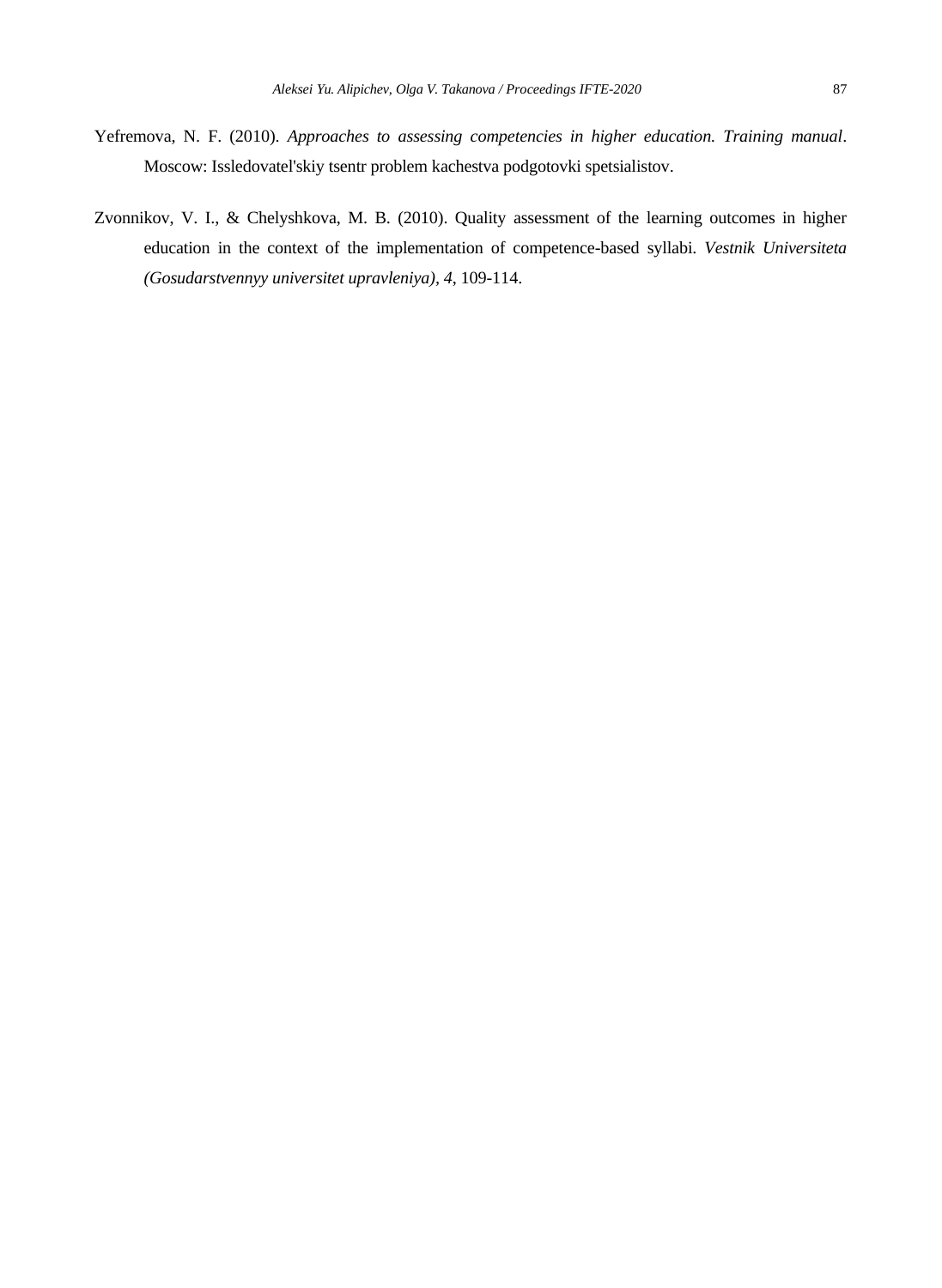Yefremova, N. F. (2010). *Approaches to assessing competencies in higher education. Training manual*. Moscow: Issledovatel'skiy tsentr problem kachestva podgotovki spetsialistov.

Zvonnikov, V. I., & Chelyshkova, M. B. (2010). Quality assessment of the learning outcomes in higher education in the context of the implementation of competence-based syllabi. *Vestnik Universiteta (Gosudarstvennyy universitet upravleniya)*, *4*, 109-114.